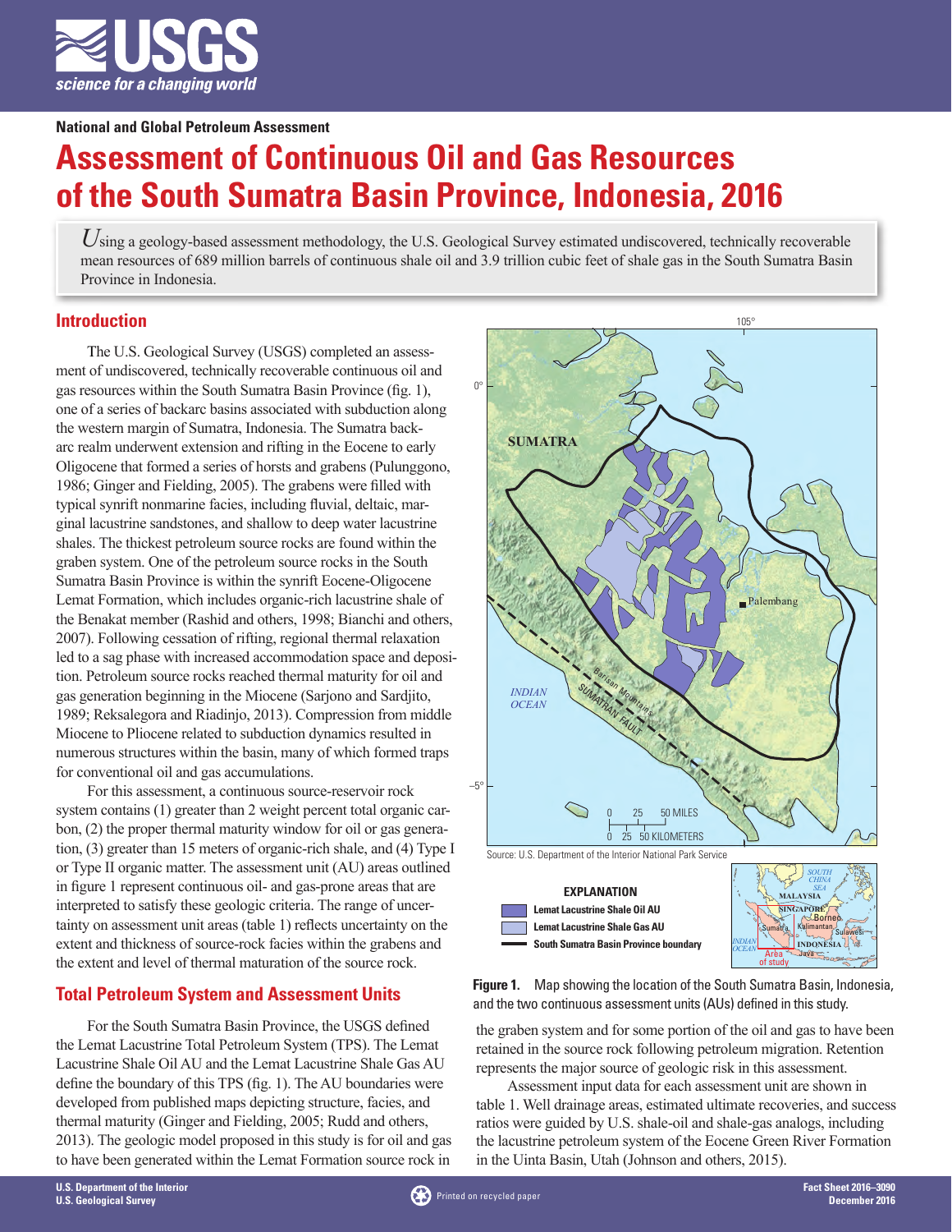National and Global Petroleum Assessment

# Assessment of Continuous Oil and Gas Resources of the South Sumatra Basin Province, Indonesia, 2016

*U*sing a geology-based assessment methodology, the U.S. Geological Survey estimated undiscovered, technically recoverable mean resources of 689 million barrels of continuous shale oil and 3.9 trillion cubic feet of shale gas in the South Sumatra Basin Province in Indonesia.

## Introduction

The U.S. Geological Survey (USGS) completed an assessment of undiscovered, technically recoverable continuous oil and gas resources within the South Sumatra Basin Province (fig. 1), one of a series of backarc basins associated with subduction along the western margin of Sumatra, Indonesia. The Sumatra backarc realm underwent extension and rifting in the Eocene to early Oligocene that formed a series of horsts and grabens (Pulunggono, 1986; Ginger and Fielding, 2005). The grabens were filled with typical synrift nonmarine facies, including fluvial, deltaic, marginal lacustrine sandstones, and shallow to deep water lacustrine shales. The thickest petroleum source rocks are found within the graben system. One of the petroleum source rocks in the South Sumatra Basin Province is within the synrift Eocene-Oligocene Lemat Formation, which includes organic-rich lacustrine shale of the Benakat member (Rashid and others, 1998; Bianchi and others, 2007). Following cessation of rifting, regional thermal relaxation led to a sag phase with increased accommodation space and deposition. Petroleum source rocks reached thermal maturity for oil and gas generation beginning in the Miocene (Sarjono and Sardjito, 1989; Reksalegora and Riadinjo, 2013). Compression from middle Miocene to Pliocene related to subduction dynamics resulted in numerous structures within the basin, many of which formed traps for conventional oil and gas accumulations.

For this assessment, a continuous source-reservoir rock system contains (1) greater than 2 weight percent total organic carbon, (2) the proper thermal maturity window for oil or gas generation, (3) greater than 15 meters of organic-rich shale, and (4) Type I or Type II organic matter. The assessment unit (AU) areas outlined in figure 1 represent continuous oil- and gas-prone areas that are interpreted to satisfy these geologic criteria. The range of uncertainty on assessment unit areas (table 1) reflects uncertainty on the extent and thickness of source-rock facies within the grabens and the extent and level of thermal maturation of the source rock.

## Total Petroleum System and Assessment Units

For the South Sumatra Basin Province, the USGS defined the Lemat Lacustrine Total Petroleum System (TPS). The Lemat Lacustrine Shale Oil AU and the Lemat Lacustrine Shale Gas AU define the boundary of this TPS (fig. 1). The AU boundaries were developed from published maps depicting structure, facies, and thermal maturity (Ginger and Fielding, 2005; Rudd and others, 2013). The geologic model proposed in this study is for oil and gas to have been generated within the Lemat Formation source rock in the graben system and for some portion of the oil and gas to have been retained in the source rock following petroleum migration. Retention represents the major source of geologic risk in this assessment.

Assessment input data for each assessment unit are shown in table 1. Well drainage areas, estimated ultimate recoveries, and success ratios were guided by U.S. shale-oil and shale-gas analogs, including the lacustrine petroleum system of the Eocene Green River Formation in the Uinta Basin, Utah (Johnson and others, 2015).

Source: U.S. Department of the Interior National Park Service

EXPLANATION
- Lemat Lacustrine Shale Oil AU
- Lemat Lacustrine Shale Gas AU
- South Sumatra Basin Province boundary

**Figure 1.** Map showing the location of the South Sumatra Basin, Indonesia, and the two continuous assessment units (AUs) defined in this study.

U.S. Department of the Interior
U.S. Geological Survey

Fact Sheet 2016–3090
December 2016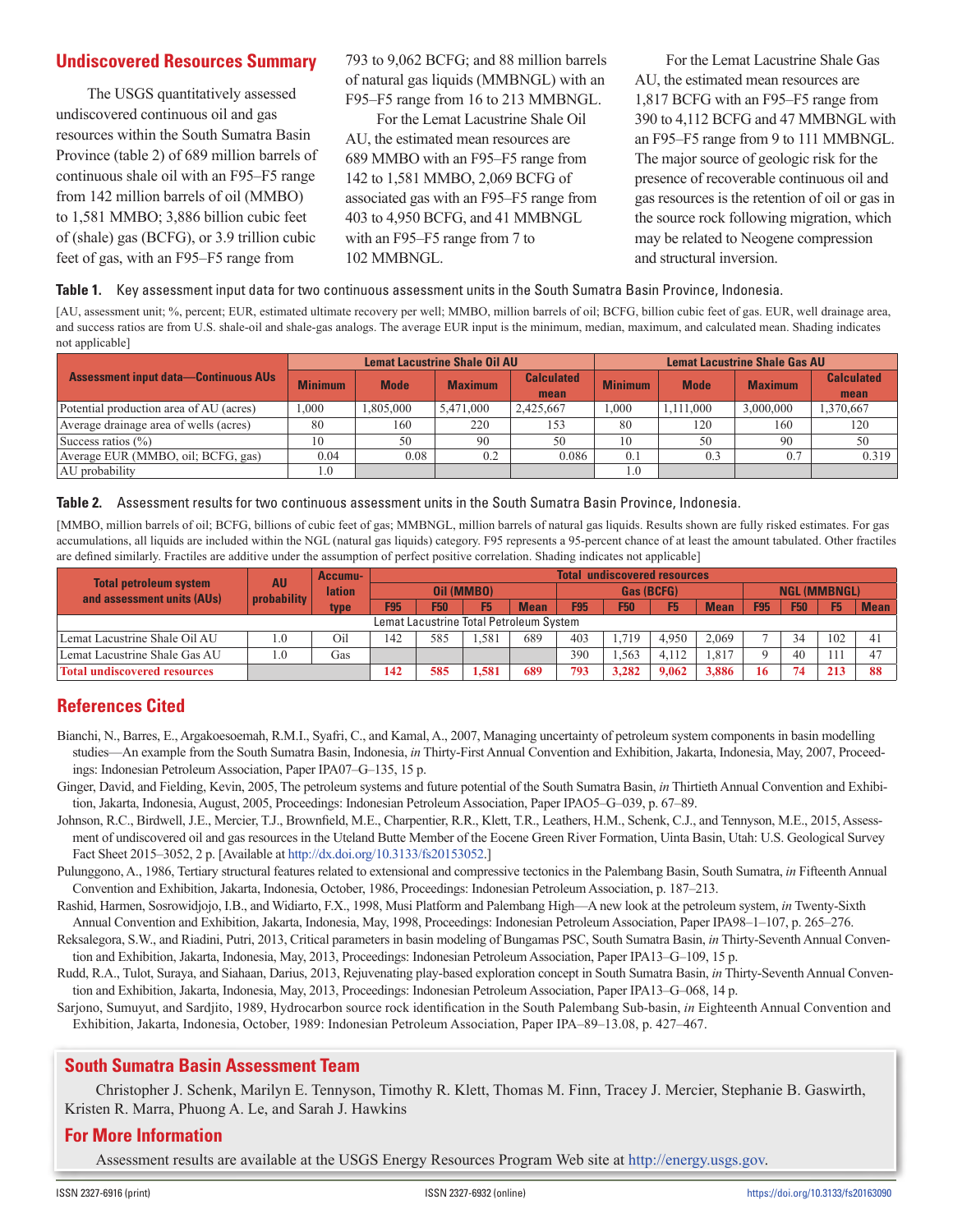## Undiscovered Resources Summary

The USGS quantitatively assessed undiscovered continuous oil and gas resources within the South Sumatra Basin Province (table 2) of 689 million barrels of continuous shale oil with an F95–F5 range from 142 million barrels of oil (MMBO) to 1,581 MMBO; 3,886 billion cubic feet of (shale) gas (BCFG), or 3.9 trillion cubic feet of gas, with an F95–F5 range from 793 to 9,062 BCFG; and 88 million barrels of natural gas liquids (MMBNGL) with an F95–F5 range from 16 to 213 MMBNGL.

For the Lemat Lacustrine Shale Oil AU, the estimated mean resources are 689 MMBO with an F95–F5 range from 142 to 1,581 MMBO, 2,069 BCFG of associated gas with an F95–F5 range from 403 to 4,950 BCFG, and 41 MMBNGL with an F95–F5 range from 7 to 102 MMBNGL.

For the Lemat Lacustrine Shale Gas AU, the estimated mean resources are 1,817 BCFG with an F95–F5 range from 390 to 4,112 BCFG and 47 MMBNGL with an F95–F5 range from 9 to 111 MMBNGL. The major source of geologic risk for the presence of recoverable continuous oil and gas resources is the retention of oil or gas in the source rock following migration, which may be related to Neogene compression and structural inversion.

**Table 1.** Key assessment input data for two continuous assessment units in the South Sumatra Basin Province, Indonesia.

[AU, assessment unit; %, percent; EUR, estimated ultimate recovery per well; MMBO, million barrels of oil; BCFG, billion cubic feet of gas. EUR, well drainage area, and success ratios are from U.S. shale-oil and shale-gas analogs. The average EUR input is the minimum, median, maximum, and calculated mean. Shading indicates not applicable]

| Assessment input data—Continuous AUs | Lemat Lacustrine Shale Oil AU | | | | Lemat Lacustrine Shale Gas AU | | | |
|---|---|---|---|---|---|---|---|---|
| | Minimum | Mode | Maximum | Calculated mean | Minimum | Mode | Maximum | Calculated mean |
| Potential production area of AU (acres) | 1,000 | 1,805,000 | 5,471,000 | 2,425,667 | 1,000 | 1,111,000 | 3,000,000 | 1,370,667 |
| Average drainage area of wells (acres) | 80 | 160 | 220 | 153 | 80 | 120 | 160 | 120 |
| Success ratios (%) | 10 | 50 | 90 | 50 | 10 | 50 | 90 | 50 |
| Average EUR (MMBO, oil; BCFG, gas) | 0.04 | 0.08 | 0.2 | 0.086 | 0.1 | 0.3 | 0.7 | 0.319 |
| AU probability | 1.0 | | | | 1.0 | | | |

**Table 2.** Assessment results for two continuous assessment units in the South Sumatra Basin Province, Indonesia.

[MMBO, million barrels of oil; BCFG, billions of cubic feet of gas; MMBNGL, million barrels of natural gas liquids. Results shown are fully risked estimates. For gas accumulations, all liquids are included within the NGL (natural gas liquids) category. F95 represents a 95-percent chance of at least the amount tabulated. Other fractiles are defined similarly. Fractiles are additive under the assumption of perfect positive correlation. Shading indicates not applicable]

| Total petroleum system and assessment units (AUs) | AU probability | Accumulation type | Total undiscovered resources | | | | | | | | | | | |
|---|---|---|---|---|---|---|---|---|---|---|---|---|---|---|
| | | | Oil (MMBO) | | | | Gas (BCFG) | | | | NGL (MMBNGL) | | | |
| | | | F95 | F50 | F5 | Mean | F95 | F50 | F5 | Mean | F95 | F50 | F5 | Mean |
| Lemat Lacustrine Total Petroleum System | | | | | | | | | | | | | | |
| Lemat Lacustrine Shale Oil AU | 1.0 | Oil | 142 | 585 | 1,581 | 689 | 403 | 1,719 | 4,950 | 2,069 | 7 | 34 | 102 | 41 |
| Lemat Lacustrine Shale Gas AU | 1.0 | Gas | | | | | 390 | 1,563 | 4,112 | 1,817 | 9 | 40 | 111 | 47 |
| **Total undiscovered resources** | | | **142** | **585** | **1,581** | **689** | **793** | **3,282** | **9,062** | **3,886** | **16** | **74** | **213** | **88** |

## References Cited

Bianchi, N., Barres, E., Argakoesoemah, R.M.I., Syafri, C., and Kamal, A., 2007, Managing uncertainty of petroleum system components in basin modelling studies—An example from the South Sumatra Basin, Indonesia, *in* Thirty-First Annual Convention and Exhibition, Jakarta, Indonesia, May, 2007, Proceedings: Indonesian Petroleum Association, Paper IPA07–G–135, 15 p.

Ginger, David, and Fielding, Kevin, 2005, The petroleum systems and future potential of the South Sumatra Basin, *in* Thirtieth Annual Convention and Exhibition, Jakarta, Indonesia, August, 2005, Proceedings: Indonesian Petroleum Association, Paper IPAO5–G–039, p. 67–89.

Johnson, R.C., Birdwell, J.E., Mercier, T.J., Brownfield, M.E., Charpentier, R.R., Klett, T.R., Leathers, H.M., Schenk, C.J., and Tennyson, M.E., 2015, Assessment of undiscovered oil and gas resources in the Uteland Butte Member of the Eocene Green River Formation, Uinta Basin, Utah: U.S. Geological Survey Fact Sheet 2015–3052, 2 p. [Available at http://dx.doi.org/10.3133/fs20153052.]

Pulunggono, A., 1986, Tertiary structural features related to extensional and compressive tectonics in the Palembang Basin, South Sumatra, *in* Fifteenth Annual Convention and Exhibition, Jakarta, Indonesia, October, 1986, Proceedings: Indonesian Petroleum Association, p. 187–213.

Rashid, Harmen, Sosrowidjojo, I.B., and Widiarto, F.X., 1998, Musi Platform and Palembang High—A new look at the petroleum system, *in* Twenty-Sixth Annual Convention and Exhibition, Jakarta, Indonesia, May, 1998, Proceedings: Indonesian Petroleum Association, Paper IPA98–1–107, p. 265–276.

Reksalegora, S.W., and Riadini, Putri, 2013, Critical parameters in basin modeling of Bungamas PSC, South Sumatra Basin, *in* Thirty-Seventh Annual Convention and Exhibition, Jakarta, Indonesia, May, 2013, Proceedings: Indonesian Petroleum Association, Paper IPA13–G–109, 15 p.

Rudd, R.A., Tulot, Suraya, and Siahaan, Darius, 2013, Rejuvenating play-based exploration concept in South Sumatra Basin, *in* Thirty-Seventh Annual Convention and Exhibition, Jakarta, Indonesia, May, 2013, Proceedings: Indonesian Petroleum Association, Paper IPA13–G–068, 14 p.

Sarjono, Sumuyut, and Sardjito, 1989, Hydrocarbon source rock identification in the South Palembang Sub-basin, *in* Eighteenth Annual Convention and Exhibition, Jakarta, Indonesia, October, 1989: Indonesian Petroleum Association, Paper IPA–89–13.08, p. 427–467.

## South Sumatra Basin Assessment Team

Christopher J. Schenk, Marilyn E. Tennyson, Timothy R. Klett, Thomas M. Finn, Tracey J. Mercier, Stephanie B. Gaswirth, Kristen R. Marra, Phuong A. Le, and Sarah J. Hawkins

## For More Information

Assessment results are available at the USGS Energy Resources Program Web site at http://energy.usgs.gov.

ISSN 2327-6916 (print) ISSN 2327-6932 (online) https://doi.org/10.3133/fs20163090